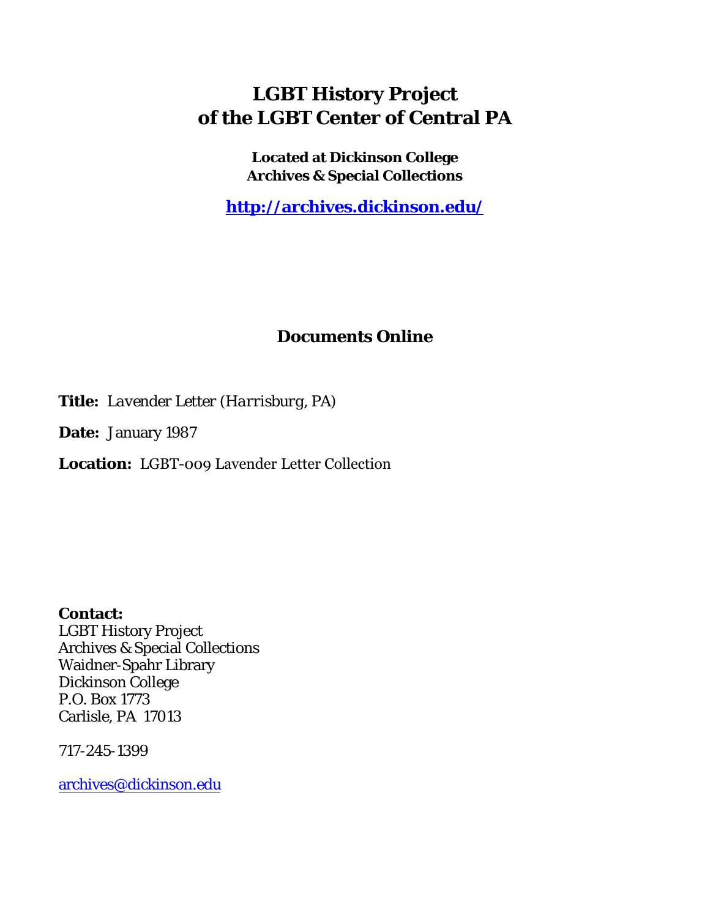# LGBT History Project of the LGBT Center of Central PA

**Located at Dickinson College Archives & Special Collections**

**http://archives.dickinson.edu/**

## Documents Online

**Title:** *Lavender Letter (Harrisburg, PA)*

**Date:** January 1987

**Location:** LGBT-009 Lavender Letter Collection

**Contact:**
LGBT History Project
Archives & Special Collections
Waidner-Spahr Library
Dickinson College
P.O. Box 1773
Carlisle, PA 17013

717-245-1399

archives@dickinson.edu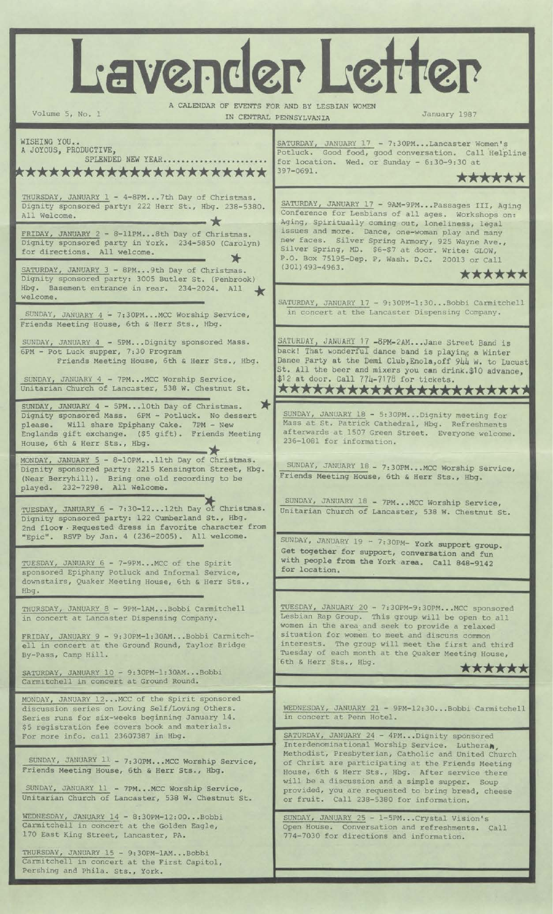# Lavender Letter

Volume 5, No. 1

A CALENDAR OF EVENTS FOR AND BY LESBIAN WOMEN IN CENTRAL PENNSYLVANIA

January 1987

WISHING YOU..
A JOYOUS, PRODUCTIVE,
SPLENDED NEW YEAR......................

★★★★★★★★★★★★★★★★★★★★★★

THURSDAY, JANUARY 1 - 4-8PM...7th Day of Christmas. Dignity sponsored party: 222 Herr St., Hbg. 238-5380. All Welcome.

★

FRIDAY, JANUARY 2 - 8-11PM...8th Day of Christmas. Dignity sponsored party in York. 234-5850 (Carolyn) for directions. All welcome.

★

SATURDAY, JANUARY 3 - 8PM...9th Day of Christmas. Dignity sponsored party: 3005 Butler St. (Penbrook) Hbg. Basement entrance in rear. 234-2024. All welcome. ★

SUNDAY, JANUARY 4 - 7:30PM...MCC Worship Service, Friends Meeting House, 6th & Herr Sts., Hbg.

SUNDAY, JANUARY 4 - 5PM...Dignity sponsored Mass. 6PM - Pot Luck supper, 7:30 Program
Friends Meeting House, 6th & Herr Sts., Hbg.

SUNDAY, JANUARY 4 - 7PM...MCC Worship Service, Unitarian Church of Lancaster, 538 W. Chestnut St.

SUNDAY, JANUARY 4 - 5PM...10th Day of Christmas. ★ Dignity sponsored Mass. 6PM - Potluck. No dessert please. Will share Epiphany Cake. 7PM - New Englands gift exchange. ($5 gift). Friends Meeting House, 6th & Herr Sts., Hbg.

★

MONDAY, JANUARY 5 - 8-10PM...11th Day of Christmas. Dignity sponsored party: 2215 Kensington Street, Hbg. (Near Berryhill). Bring one old recording to be played. 232-7298. All Welcome.

★

TUESDAY, JANUARY 6 - 7:30-12...12th Day of Christmas. Dignity sponsored party: 122 Cumberland St., Hbg. 2nd floor. Requested dress in favorite character from "Epic". RSVP by Jan. 4 (236-2005). All welcome.

TUESDAY, JANUARY 6 - 7-9PM...MCC of the Spirit sponsored Epiphany Potluck and Informal Service, downstairs, Quaker Meeting House, 6th & Herr Sts., Hbg.

THURSDAY, JANUARY 8 - 9PM-1AM...Bobbi Carmitchell in concert at Lancaster Dispensing Company.

FRIDAY, JANUARY 9 - 9:30PM-1:30AM...Bobbi Carmitchell in concert at the Ground Round, Taylor Bridge By-Pass, Camp Hill.

SATURDAY, JANUARY 10 - 9:30PM-1:30AM...Bobbi Carmitchell in concert at Ground Round.

MONDAY, JANUARY 12...MCC of the Spirit sponsored discussion series on Loving Self/Loving Others. Series runs for six-weeks beginning January 14. $5 registration fee covers book and materials. For more info. call 23607387 in Hbg.

SUNDAY, JANUARY 11 - 7:30PM...MCC Worship Service, Friends Meeting House, 6th & Herr Sts., Hbg.

SUNDAY, JANUARY 11 - 7PM...MCC Worship Service, Unitarian Church of Lancaster, 538 W. Chestnut St.

WEDNESDAY, JANUARY 14 - 8:30PM-12:00...Bobbi Carmitchell in concert at the Golden Eagle, 170 East King Street, Lancaster, PA.

THURSDAY, JANUARY 15 - 9:30PM-1AM...Bobbi Carmitchell in concert at the First Capitol, Pershing and Phila. Sts., York.

SATURDAY, JANUARY 17 - 7:30PM...Lancaster Women's Potluck. Good food, good conversation. Call Helpline for location. Wed. or Sunday - 6:30-9:30 at 397-0691.

★★★★★★

SATURDAY, JANUARY 17 - 9AM-9PM...Passages III, Aging Conference for Lesbians of all ages. Workshops on: Aging, Spiritually coming out, loneliness, legal issues and more. Dance, one-woman play and many new faces. Silver Spring Armory, 925 Wayne Ave., Silver Spring, MD. $6-$7 at door. Write: GLOW, P.O. Box 75195-Dep. P, Wash. D.C. 20013 or Call (301)493-4963.

★★★★★★

SATURDAY, JANUARY 17 - 9:30PM-1:30...Bobbi Carmitchell in concert at the Lancaster Dispensing Company.

SATURDAY, JANUARY 17 -8PM-2AM...Jane Street Band is back! That wonderful dance band is playing a Winter Dance Party at the Demi Club,Enola,off 944 W. to Lucust St. All the beer and mixers you can drink.$10 advance, $12 at door. Call 774-7178 for tickets.

★★★★★★★★★★★★★★★★★★★★★★

SUNDAY, JANUARY 18 - 5:30PM...Dignity meeting for Mass at St. Patrick Cathedral, Hbg. Refreshments afterwards at 1507 Green Street. Everyone welcome. 236-1081 for information.

SUNDAY, JANUARY 18 - 7:30PM...MCC Worship Service, Friends Meeting House, 6th & Herr Sts., Hbg.

SUNDAY, JANUARY 18 - 7PM...MCC Worship Service, Unitarian Church of Lancaster, 538 W. Chestnut St.

SUNDAY, JANUARY 19 - 7:30PM- York support group. Get together for support, conversation and fun with people from the York area. Call 848-9142 for location.

TUESDAY, JANUARY 20 - 7:30PM-9:30PM...MCC sponsored Lesbian Rap Group. This group will be open to all women in the area and seek to provide a relaxed situation for women to meet and discuss common interests. The group will meet the first and third Tuesday of each month at the Quaker Meeting House, 6th & Herr Sts., Hbg.

★★★★★★

WEDNESDAY, JANUARY 21 - 9PM-12:30...Bobbi Carmitchell in concert at Penn Hotel.

SATURDAY, JANUARY 24 - 4PM...Dignity sponsored Interdenominational Worship Service. Lutheran, Methodist, Presbyterian, Catholic and United Church of Christ are participating at the Friends Meeting House, 6th & Herr Sts., Hbg. After service there will be a discussion and a simple supper. Soup provided, you are requested to bring bread, cheese or fruit. Call 238-5380 for information.

SUNDAY, JANUARY 25 - 1-5PM...Crystal Vision's Open House. Conversation and refreshments. Call 774-7030 for directions and information.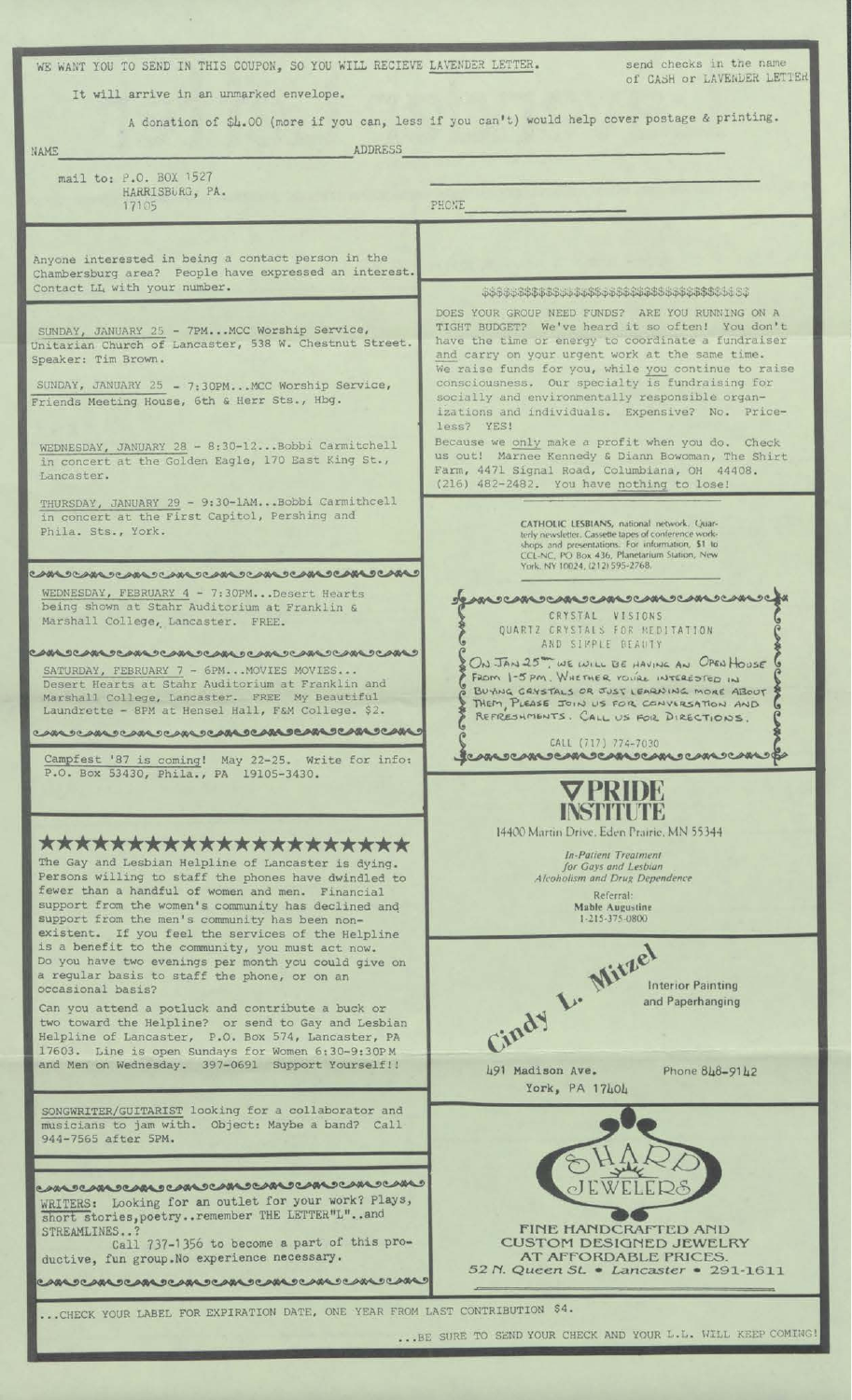WE WANT YOU TO SEND IN THIS COUPON, SO YOU WILL RECIEVE LAVENDER LETTER.

send checks in the name of CASH or LAVENDER LETTER

It will arrive in an unmarked envelope.

A donation of $4.00 (more if you can, less if you can't) would help cover postage & printing.

NAME ______________________ ADDRESS ______________________________

mail to: P.O. BOX 1527
HARRISBURG, PA.
17105

PHONE ______________

Anyone interested in being a contact person in the Chambersburg area? People have expressed an interest. Contact LL with your number.

SUNDAY, JANUARY 25 - 7PM...MCC Worship Service, Unitarian Church of Lancaster, 538 W. Chestnut Street. Speaker: Tim Brown.

SUNDAY, JANUARY 25 - 7:30PM...MCC Worship Service, Friends Meeting House, 6th & Herr Sts., Hbg.

WEDNESDAY, JANUARY 28 - 8:30-12...Bobbi Carmitchell in concert at the Golden Eagle, 170 East King St., Lancaster.

THURSDAY, JANUARY 29 - 9:30-1AM...Bobbi Carmithcell in concert at the First Capitol, Pershing and Phila. Sts., York.

WEDNESDAY, FEBRUARY 4 - 7:30PM...Desert Hearts being shown at Stahr Auditorium at Franklin & Marshall College, Lancaster. FREE.

SATURDAY, FEBRUARY 7 - 6PM...MOVIES MOVIES... Desert Hearts at Stahr Auditorium at Franklin and Marshall College, Lancaster. FREE My Beautiful Laundrette - 8PM at Hensel Hall, F&M College. $2.

Campfest '87 is coming! May 22-25. Write for info: P.O. Box 53430, Phila., PA 19105-3430.

★★★★★★★★★★★★★★★★★★★★★

The Gay and Lesbian Helpline of Lancaster is dying. Persons willing to staff the phones have dwindled to fewer than a handful of women and men. Financial support from the women's community has declined and support from the men's community has been non-existent. If you feel the services of the Helpline is a benefit to the community, you must act now. Do you have two evenings per month you could give on a regular basis to staff the phone, or on an occasional basis?

Can you attend a potluck and contribute a buck or two toward the Helpline? or send to Gay and Lesbian Helpline of Lancaster, P.O. Box 574, Lancaster, PA 17603. Line is open Sundays for Women 6:30-9:30PM and Men on Wednesday. 397-0691 Support Yourself!!

SONGWRITER/GUITARIST looking for a collaborator and musicians to jam with. Object: Maybe a band? Call 944-7565 after 5PM.

WRITERS: Looking for an outlet for your work? Plays, short stories,poetry..remember THE LETTER"L"..and STREAMLINES..?
Call 737-1356 to become a part of this productive, fun group.No experience necessary.

$$$$$$$$$$$$$$$$$$$$$$$$$$$$$$$$$$$$$$$$

DOES YOUR GROUP NEED FUNDS? ARE YOU RUNNING ON A TIGHT BUDGET? We've heard it so often! You don't have the time or energy to coordinate a fundraiser and carry on your urgent work at the same time. We raise funds for you, while you continue to raise consciousness. Our specialty is fundraising for socially and environmentally responsible organizations and individuals. Expensive? No. Priceless? YES!

Because we only make a profit when you do. Check us out! Marnee Kennedy & Diann Bowoman, The Shirt Farm, 4471 Signal Road, Columbiana, OH 44408. (216) 482-2482. You have nothing to lose!

CATHOLIC LESBIANS, national network. Quarterly newsletter. Cassette tapes of conference workshops and presentations. For information, $1 to CCL-NC, PO Box 436, Planetarium Station, New York, NY 10024. (212) 595-2768.

CRYSTAL VISIONS
QUARTZ CRYSTALS FOR MEDITATION AND SIMPLE BEAUTY

ON JAN 25TH, WE WILL BE HAVING AN OPEN HOUSE FROM 1-5 PM. WHETHER YOU'RE INTERESTED IN BUYING CRYSTALS OR JUST LEARNING MORE ABOUT THEM, PLEASE JOIN US FOR CONVERSATION AND REFRESHMENTS. CALL US FOR DIRECTIONS.

CALL (717) 774-7030

**▽PRIDE INSTITUTE**

14400 Martin Drive, Eden Prairie, MN 55344

*In-Patient Treatment for Gays and Lesbian Alcoholism and Drug Dependence*

Referral:
**Mable Augustine**
1-215-375-0800

Cindy L. Mitzel

Interior Painting and Paperhanging

491 Madison Ave.
York, PA 17404

Phone 848-9142

SHARP JEWELERS

FINE HANDCRAFTED AND CUSTOM DESIGNED JEWELRY AT AFFORDABLE PRICES.
52 N. Queen St. • Lancaster • 291-1611

...CHECK YOUR LABEL FOR EXPIRATION DATE, ONE YEAR FROM LAST CONTRIBUTION $4.

...BE SURE TO SEND YOUR CHECK AND YOUR L.L. WILL KEEP COMING!